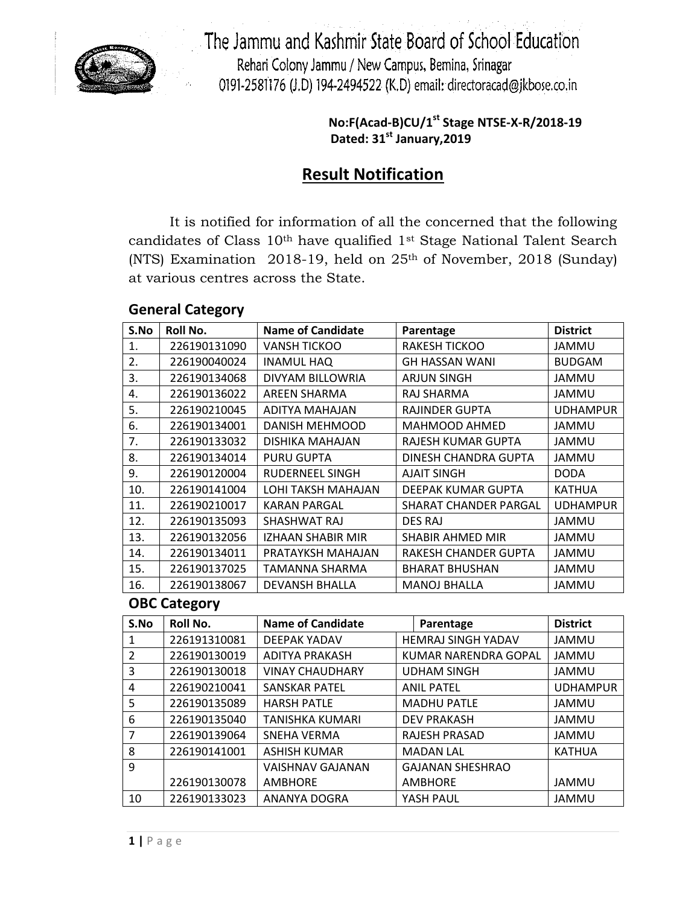# The Jammu and Kashmir State Board of School Education

Rehari Colony Jammu / New Campus, Bemina, Srinagar
0191-2581176 (J.D) 194-2494522 (K.D) email: directoracad@jkbose.co.in

**No:F(Acad-B)CU/1st Stage NTSE-X-R/2018-19**
**Dated: 31st January,2019**

## Result Notification

It is notified for information of all the concerned that the following candidates of Class 10th have qualified 1st Stage National Talent Search (NTS) Examination 2018-19, held on 25th of November, 2018 (Sunday) at various centres across the State.

### General Category

| S.No | Roll No. | Name of Candidate | Parentage | District |
|---|---|---|---|---|
| 1. | 226190131090 | VANSH TICKOO | RAKESH TICKOO | JAMMU |
| 2. | 226190040024 | INAMUL HAQ | GH HASSAN WANI | BUDGAM |
| 3. | 226190134068 | DIVYAM BILLOWRIA | ARJUN SINGH | JAMMU |
| 4. | 226190136022 | AREEN SHARMA | RAJ SHARMA | JAMMU |
| 5. | 226190210045 | ADITYA MAHAJAN | RAJINDER GUPTA | UDHAMPUR |
| 6. | 226190134001 | DANISH MEHMOOD | MAHMOOD AHMED | JAMMU |
| 7. | 226190133032 | DISHIKA MAHAJAN | RAJESH KUMAR GUPTA | JAMMU |
| 8. | 226190134014 | PURU GUPTA | DINESH CHANDRA GUPTA | JAMMU |
| 9. | 226190120004 | RUDERNEEL SINGH | AJAIT SINGH | DODA |
| 10. | 226190141004 | LOHI TAKSH MAHAJAN | DEEPAK KUMAR GUPTA | KATHUA |
| 11. | 226190210017 | KARAN PARGAL | SHARAT CHANDER PARGAL | UDHAMPUR |
| 12. | 226190135093 | SHASHWAT RAJ | DES RAJ | JAMMU |
| 13. | 226190132056 | IZHAAN SHABIR MIR | SHABIR AHMED MIR | JAMMU |
| 14. | 226190134011 | PRATAYKSH MAHAJAN | RAKESH CHANDER GUPTA | JAMMU |
| 15. | 226190137025 | TAMANNA SHARMA | BHARAT BHUSHAN | JAMMU |
| 16. | 226190138067 | DEVANSH BHALLA | MANOJ BHALLA | JAMMU |

### OBC Category

| S.No | Roll No. | Name of Candidate | Parentage | District |
|---|---|---|---|---|
| 1 | 226191310081 | DEEPAK YADAV | HEMRAJ SINGH YADAV | JAMMU |
| 2 | 226190130019 | ADITYA PRAKASH | KUMAR NARENDRA GOPAL | JAMMU |
| 3 | 226190130018 | VINAY CHAUDHARY | UDHAM SINGH | JAMMU |
| 4 | 226190210041 | SANSKAR PATEL | ANIL PATEL | UDHAMPUR |
| 5 | 226190135089 | HARSH PATLE | MADHU PATLE | JAMMU |
| 6 | 226190135040 | TANISHKA KUMARI | DEV PRAKASH | JAMMU |
| 7 | 226190139064 | SNEHA VERMA | RAJESH PRASAD | JAMMU |
| 8 | 226190141001 | ASHISH KUMAR | MADAN LAL | KATHUA |
| 9 | 226190130078 | VAISHNAV GAJANAN AMBHORE | GAJANAN SHESHRAO AMBHORE | JAMMU |
| 10 | 226190133023 | ANANYA DOGRA | YASH PAUL | JAMMU |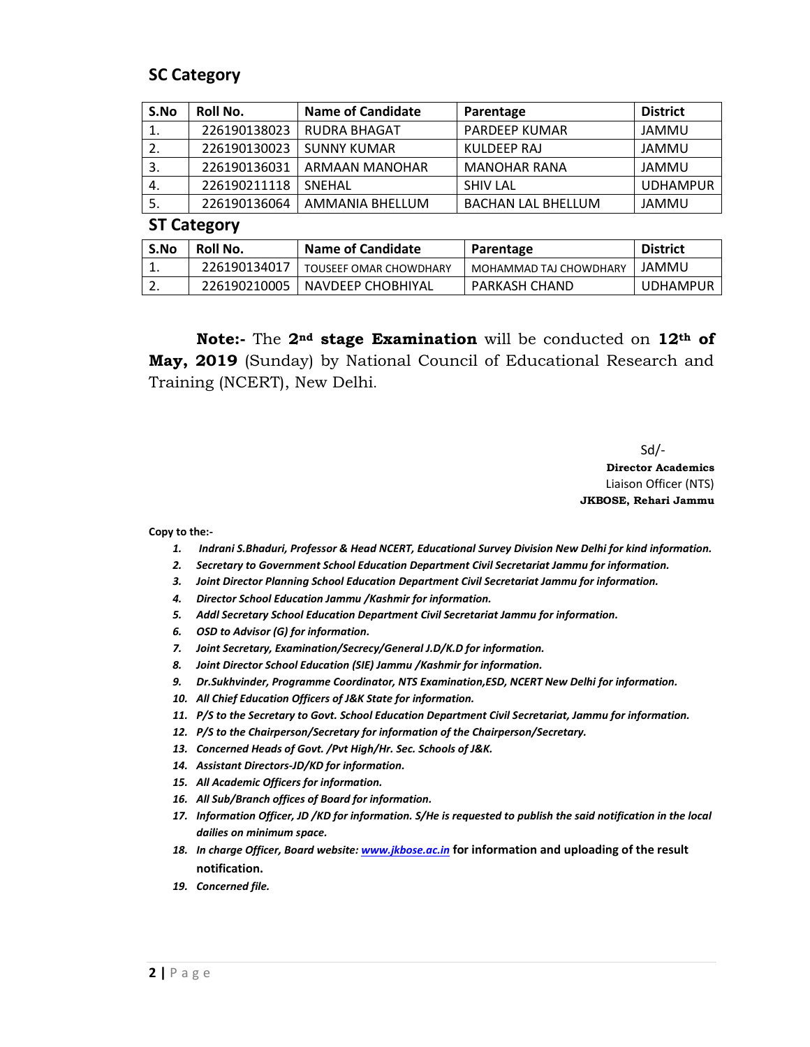## SC Category

| S.No | Roll No. | Name of Candidate | Parentage | District |
|---|---|---|---|---|
| 1. | 226190138023 | RUDRA BHAGAT | PARDEEP KUMAR | JAMMU |
| 2. | 226190130023 | SUNNY KUMAR | KULDEEP RAJ | JAMMU |
| 3. | 226190136031 | ARMAAN MANOHAR | MANOHAR RANA | JAMMU |
| 4. | 226190211118 | SNEHAL | SHIV LAL | UDHAMPUR |
| 5. | 226190136064 | AMMANIA BHELLUM | BACHAN LAL BHELLUM | JAMMU |

## ST Category

| S.No | Roll No. | Name of Candidate | Parentage | District |
|---|---|---|---|---|
| 1. | 226190134017 | TOUSEEF OMAR CHOWDHARY | MOHAMMAD TAJ CHOWDHARY | JAMMU |
| 2. | 226190210005 | NAVDEEP CHOBHIYAL | PARKASH CHAND | UDHAMPUR |

**Note:-** The **2nd stage Examination** will be conducted on **12th of May, 2019** (Sunday) by National Council of Educational Research and Training (NCERT), New Delhi.

Sd/-
**Director Academics**
Liaison Officer (NTS)
**JKBOSE, Rehari Jammu**

**Copy to the:-**

1. ***Indrani S.Bhaduri, Professor & Head NCERT, Educational Survey Division New Delhi for kind information.***
2. ***Secretary to Government School Education Department Civil Secretariat Jammu for information.***
3. ***Joint Director Planning School Education Department Civil Secretariat Jammu for information.***
4. ***Director School Education Jammu /Kashmir for information.***
5. ***Addl Secretary School Education Department Civil Secretariat Jammu for information.***
6. ***OSD to Advisor (G) for information.***
7. ***Joint Secretary, Examination/Secrecy/General J.D/K.D for information.***
8. ***Joint Director School Education (SIE) Jammu /Kashmir for information.***
9. ***Dr.Sukhvinder, Programme Coordinator, NTS Examination,ESD, NCERT New Delhi for information.***
10. ***All Chief Education Officers of J&K State for information.***
11. ***P/S to the Secretary to Govt. School Education Department Civil Secretariat, Jammu for information.***
12. ***P/S to the Chairperson/Secretary for information of the Chairperson/Secretary.***
13. ***Concerned Heads of Govt. /Pvt High/Hr. Sec. Schools of J&K.***
14. ***Assistant Directors-JD/KD for information.***
15. ***All Academic Officers for information.***
16. ***All Sub/Branch offices of Board for information.***
17. ***Information Officer, JD /KD for information. S/He is requested to publish the said notification in the local dailies on minimum space.***
18. ***In charge Officer, Board website: www.jkbose.ac.in*** **for information and uploading of the result notification.**
19. ***Concerned file.***